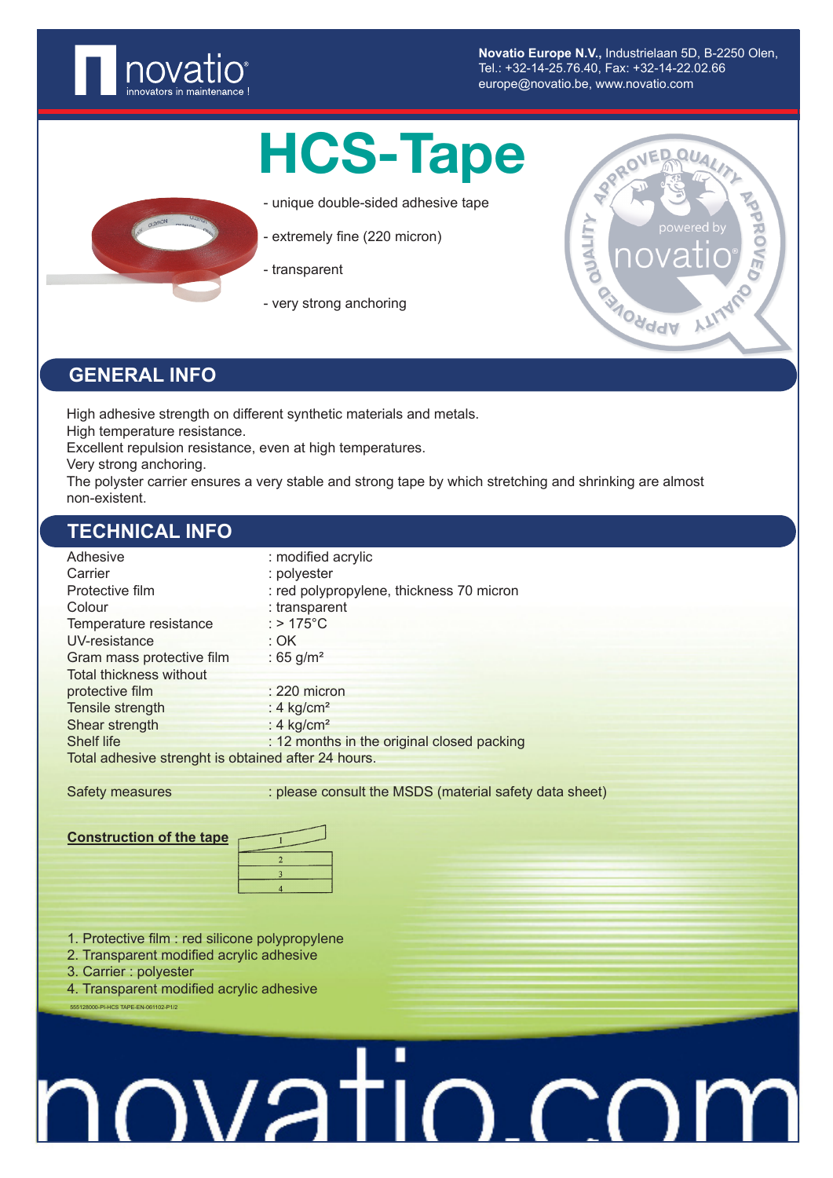Novatio Europe N.V., Industrielaan 5D, B-2250 Olen,
Tel.: +32-14-25.76.40, Fax: +32-14-22.02.66
europe@novatio.be, www.novatio.be

# HCS-Tape

- unique double-sided adhesive tape
- extremely fine (220 micron)
- transparent
- very strong anchoring

## GENERAL INFO

High adhesive strength on different synthetic materials and metals.
High temperature resistance.
Excellent repulsion resistance, even at high temperatures.
Very strong anchoring.
The polyster carrier ensures a very stable and strong tape by which stretching and shrinking are almost non-existent.

## TECHNICAL INFO

| | |
|---|---|
| Adhesive | : modified acrylic |
| Carrier | : polyester |
| Protective film | : red polypropylene, thickness 70 micron |
| Colour | : transparent |
| Temperature resistance | : > 175°C |
| UV-resistance | : OK |
| Gram mass protective film | : 65 g/m² |
| Total thickness without protective film | : 220 micron |
| Tensile strength | : 4 kg/cm² |
| Shear strength | : 4 kg/cm² |
| Shelf life | : 12 months in the original closed packing |

Total adhesive strenght is obtained after 24 hours.

Safety measures : please consult the MSDS (material safety data sheet)

**Construction of the tape**

1. Protective film : red silicone polypropylene
2. Transparent modified acrylic adhesive
3. Carrier : polyester
4. Transparent modified acrylic adhesive

555128000-PI-HCS TAPE-EN-061102-P1/2

novatio.com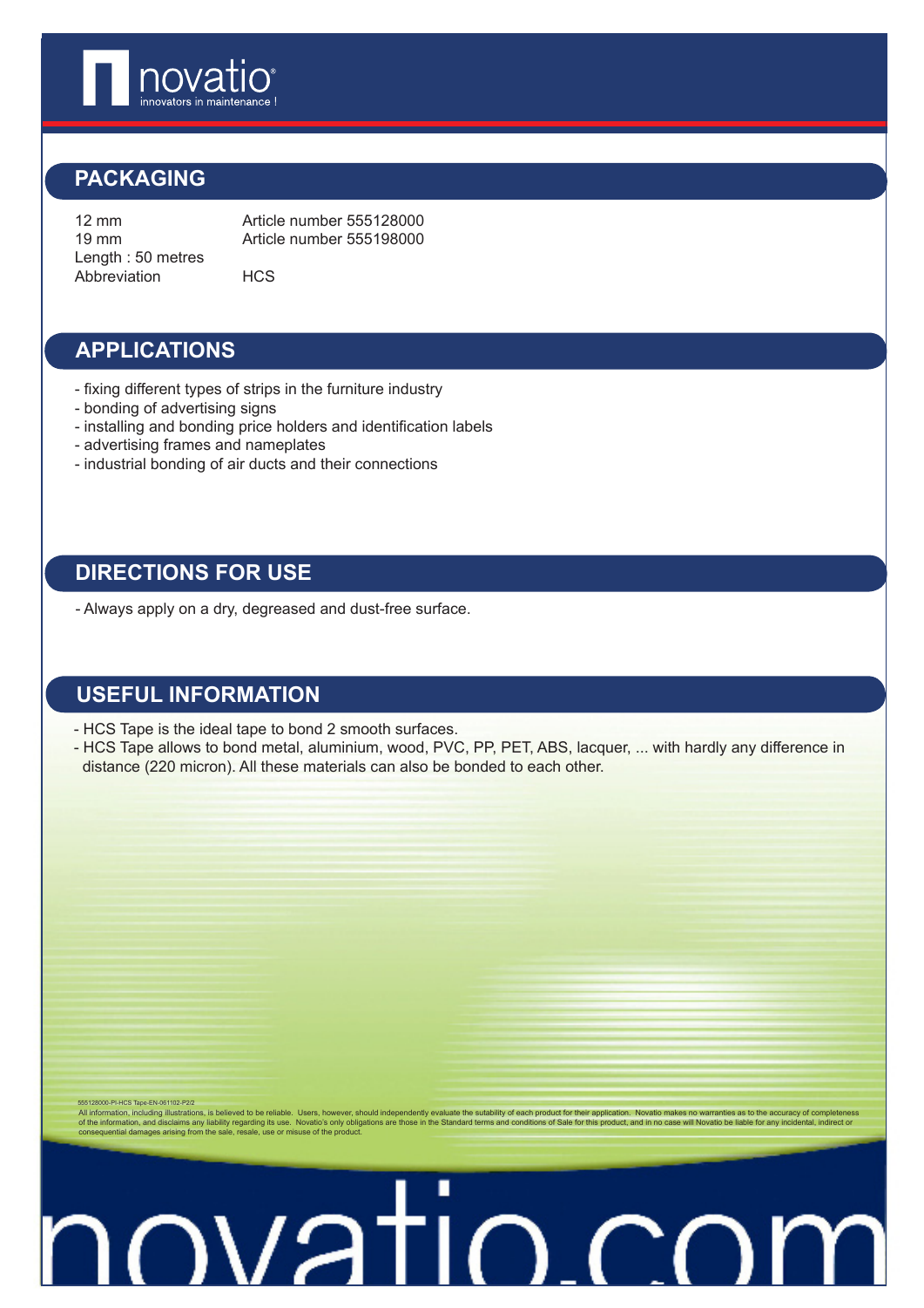## PACKAGING

| | |
|---|---|
| 12 mm | Article number 555128000 |
| 19 mm | Article number 555198000 |
| Length : 50 metres | |
| Abbreviation | HCS |

## APPLICATIONS

- fixing different types of strips in the furniture industry
- bonding of advertising signs
- installing and bonding price holders and identification labels
- advertising frames and nameplates
- industrial bonding of air ducts and their connections

## DIRECTIONS FOR USE

- Always apply on a dry, degreased and dust-free surface.

## USEFUL INFORMATION

- HCS Tape is the ideal tape to bond 2 smooth surfaces.
- HCS Tape allows to bond metal, aluminium, wood, PVC, PP, PET, ABS, lacquer, ... with hardly any difference in distance (220 micron). All these materials can also be bonded to each other.

555128000-PI-HCS Tape-EN-061102-P2/2

All information, including illustrations, is believed to be reliable. Users, however, should independently evaluate the sutability of each product for their application. Novatio makes no warranties as to the accuracy of completeness of the information, and disclaims any liability regarding its use. Novatio's only obligations are those in the Standard terms and conditions of Sale for this product, and in no case will Novatio be liable for any incidental, indirect or consequential damages arising from the sale, resale, use or misuse of the product.

novatio.com